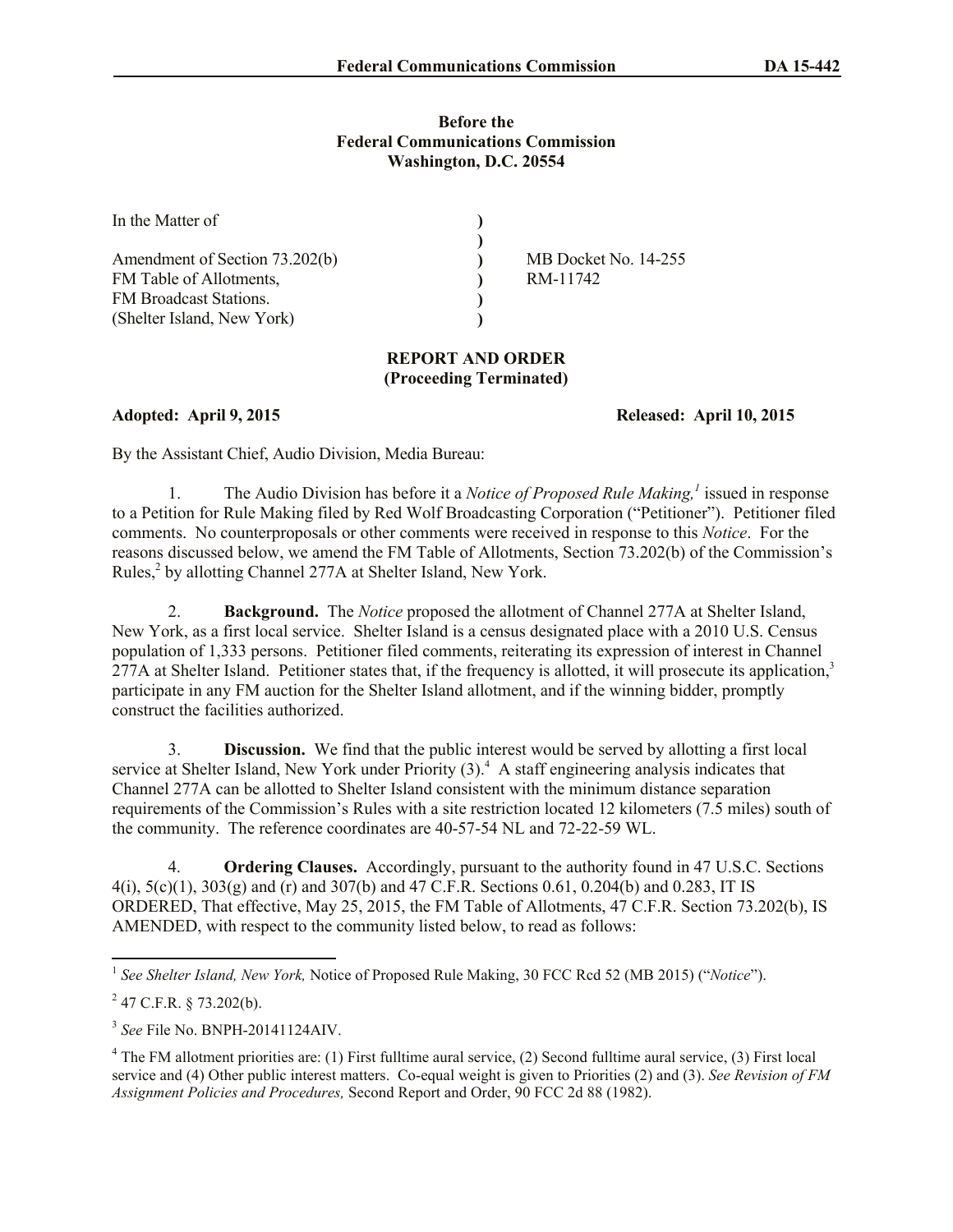**Before the**
**Federal Communications Commission**
**Washington, D.C. 20554**

| | | |
|---|---|---|
| In the Matter of | ) | |
| | ) | |
| Amendment of Section 73.202(b) | ) | MB Docket No. 14-255 |
| FM Table of Allotments, | ) | RM-11742 |
| FM Broadcast Stations. | ) | |
| (Shelter Island, New York) | ) | |

**REPORT AND ORDER**
**(Proceeding Terminated)**

**Adopted: April 9, 2015** **Released: April 10, 2015**

By the Assistant Chief, Audio Division, Media Bureau:

1. The Audio Division has before it a *Notice of Proposed Rule Making,*[1] issued in response to a Petition for Rule Making filed by Red Wolf Broadcasting Corporation ("Petitioner"). Petitioner filed comments. No counterproposals or other comments were received in response to this *Notice*. For the reasons discussed below, we amend the FM Table of Allotments, Section 73.202(b) of the Commission's Rules,[2] by allotting Channel 277A at Shelter Island, New York.

2. **Background.** The *Notice* proposed the allotment of Channel 277A at Shelter Island, New York, as a first local service. Shelter Island is a census designated place with a 2010 U.S. Census population of 1,333 persons. Petitioner filed comments, reiterating its expression of interest in Channel 277A at Shelter Island. Petitioner states that, if the frequency is allotted, it will prosecute its application,[3] participate in any FM auction for the Shelter Island allotment, and if the winning bidder, promptly construct the facilities authorized.

3. **Discussion.** We find that the public interest would be served by allotting a first local service at Shelter Island, New York under Priority (3).[4] A staff engineering analysis indicates that Channel 277A can be allotted to Shelter Island consistent with the minimum distance separation requirements of the Commission's Rules with a site restriction located 12 kilometers (7.5 miles) south of the community. The reference coordinates are 40-57-54 NL and 72-22-59 WL.

4. **Ordering Clauses.** Accordingly, pursuant to the authority found in 47 U.S.C. Sections 4(i), 5(c)(1), 303(g) and (r) and 307(b) and 47 C.F.R. Sections 0.61, 0.204(b) and 0.283, IT IS ORDERED, That effective, May 25, 2015, the FM Table of Allotments, 47 C.F.R. Section 73.202(b), IS AMENDED, with respect to the community listed below, to read as follows:

---

[1] *See Shelter Island, New York,* Notice of Proposed Rule Making, 30 FCC Rcd 52 (MB 2015) ("*Notice*").

[2] 47 C.F.R. § 73.202(b).

[3] *See* File No. BNPH-20141124AIV.

[4] The FM allotment priorities are: (1) First fulltime aural service, (2) Second fulltime aural service, (3) First local service and (4) Other public interest matters. Co-equal weight is given to Priorities (2) and (3). *See Revision of FM Assignment Policies and Procedures,* Second Report and Order, 90 FCC 2d 88 (1982).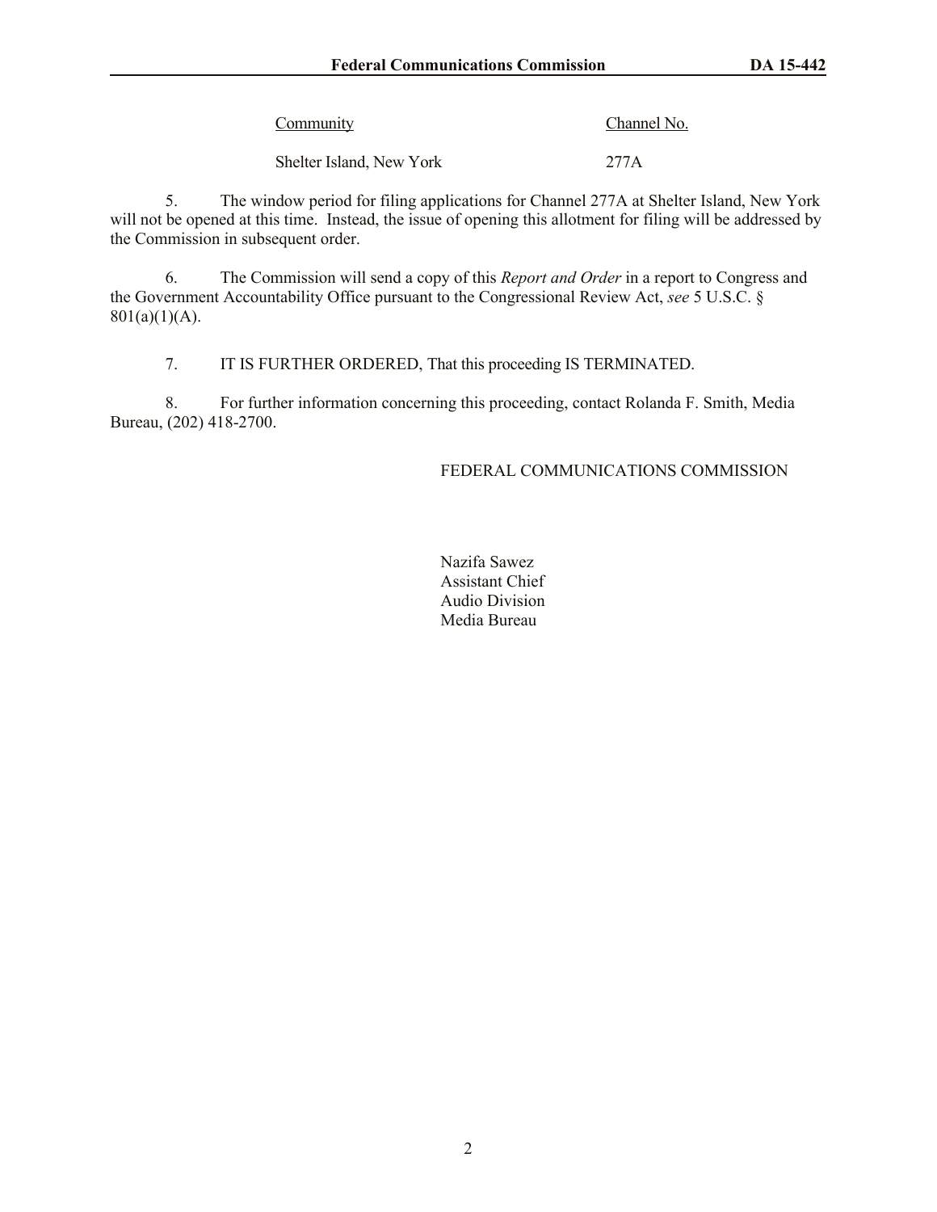| Community | Channel No. |
| --- | --- |
| Shelter Island, New York | 277A |

5. The window period for filing applications for Channel 277A at Shelter Island, New York will not be opened at this time. Instead, the issue of opening this allotment for filing will be addressed by the Commission in subsequent order.

6. The Commission will send a copy of this *Report and Order* in a report to Congress and the Government Accountability Office pursuant to the Congressional Review Act, *see* 5 U.S.C. § 801(a)(1)(A).

7. IT IS FURTHER ORDERED, That this proceeding IS TERMINATED.

8. For further information concerning this proceeding, contact Rolanda F. Smith, Media Bureau, (202) 418-2700.

FEDERAL COMMUNICATIONS COMMISSION

Nazifa Sawez
Assistant Chief
Audio Division
Media Bureau